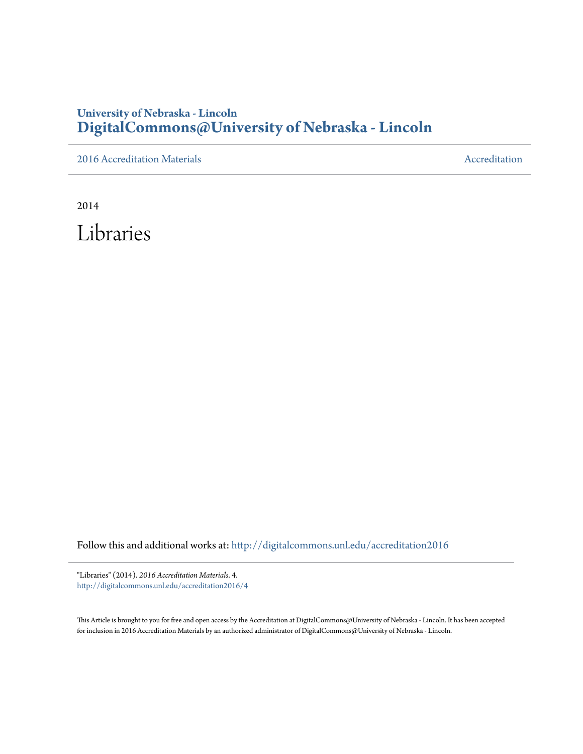**University of Nebraska - Lincoln**
# DigitalCommons@University of Nebraska - Lincoln

2016 Accreditation Materials | Accreditation

2014

# Libraries

Follow this and additional works at: http://digitalcommons.unl.edu/accreditation2016

"Libraries" (2014). *2016 Accreditation Materials*. 4.
http://digitalcommons.unl.edu/accreditation2016/4

This Article is brought to you for free and open access by the Accreditation at DigitalCommons@University of Nebraska - Lincoln. It has been accepted for inclusion in 2016 Accreditation Materials by an authorized administrator of DigitalCommons@University of Nebraska - Lincoln.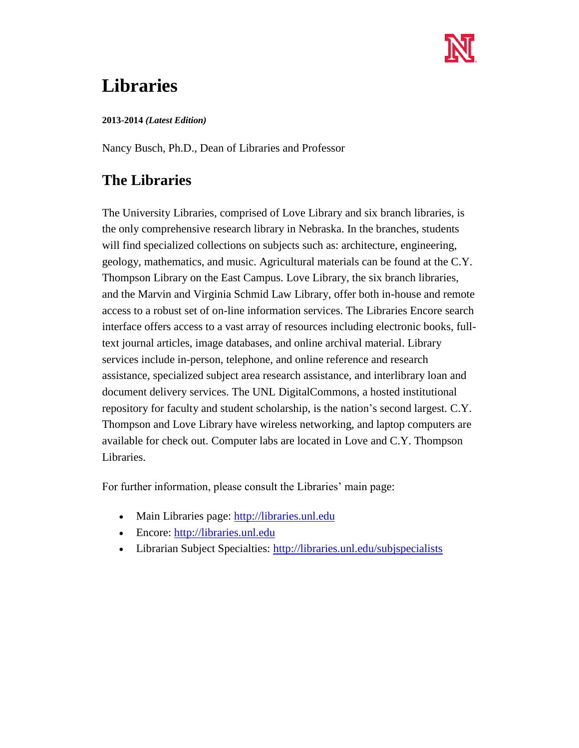# Libraries

**2013-2014** ***(Latest Edition)***

Nancy Busch, Ph.D., Dean of Libraries and Professor

## The Libraries

The University Libraries, comprised of Love Library and six branch libraries, is the only comprehensive research library in Nebraska. In the branches, students will find specialized collections on subjects such as: architecture, engineering, geology, mathematics, and music. Agricultural materials can be found at the C.Y. Thompson Library on the East Campus. Love Library, the six branch libraries, and the Marvin and Virginia Schmid Law Library, offer both in-house and remote access to a robust set of on-line information services. The Libraries Encore search interface offers access to a vast array of resources including electronic books, full-text journal articles, image databases, and online archival material. Library services include in-person, telephone, and online reference and research assistance, specialized subject area research assistance, and interlibrary loan and document delivery services. The UNL DigitalCommons, a hosted institutional repository for faculty and student scholarship, is the nation's second largest. C.Y. Thompson and Love Library have wireless networking, and laptop computers are available for check out. Computer labs are located in Love and C.Y. Thompson Libraries.

For further information, please consult the Libraries' main page:

- Main Libraries page: http://libraries.unl.edu
- Encore: http://libraries.unl.edu
- Librarian Subject Specialties: http://libraries.unl.edu/subjspecialists